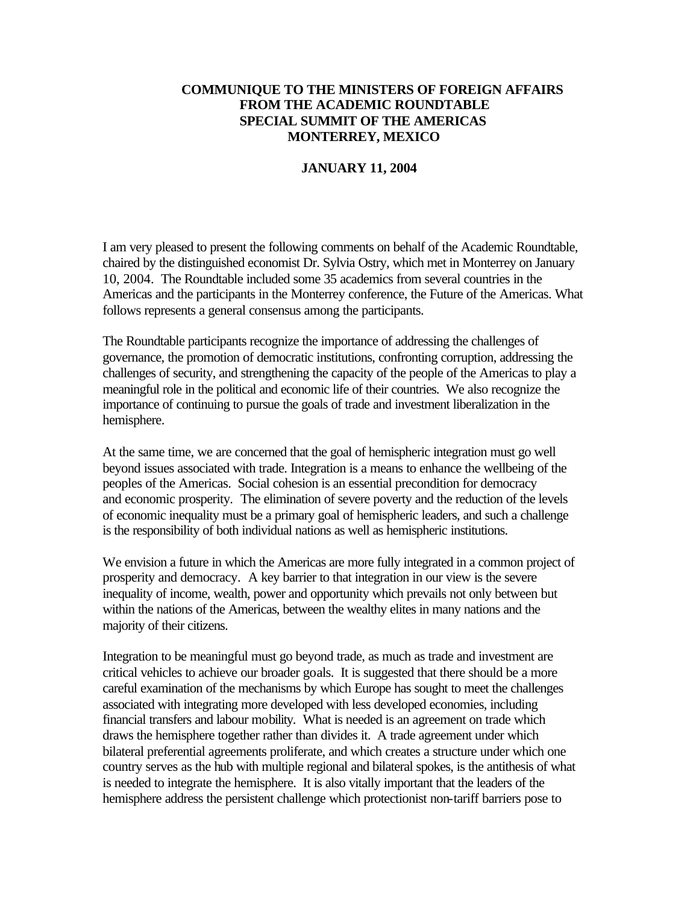# COMMUNIQUE TO THE MINISTERS OF FOREIGN AFFAIRS FROM THE ACADEMIC ROUNDTABLE SPECIAL SUMMIT OF THE AMERICAS MONTERREY, MEXICO

**JANUARY 11, 2004**

I am very pleased to present the following comments on behalf of the Academic Roundtable, chaired by the distinguished economist Dr. Sylvia Ostry, which met in Monterrey on January 10, 2004. The Roundtable included some 35 academics from several countries in the Americas and the participants in the Monterrey conference, the Future of the Americas. What follows represents a general consensus among the participants.

The Roundtable participants recognize the importance of addressing the challenges of governance, the promotion of democratic institutions, confronting corruption, addressing the challenges of security, and strengthening the capacity of the people of the Americas to play a meaningful role in the political and economic life of their countries. We also recognize the importance of continuing to pursue the goals of trade and investment liberalization in the hemisphere.

At the same time, we are concerned that the goal of hemispheric integration must go well beyond issues associated with trade. Integration is a means to enhance the wellbeing of the peoples of the Americas. Social cohesion is an essential precondition for democracy and economic prosperity. The elimination of severe poverty and the reduction of the levels of economic inequality must be a primary goal of hemispheric leaders, and such a challenge is the responsibility of both individual nations as well as hemispheric institutions.

We envision a future in which the Americas are more fully integrated in a common project of prosperity and democracy. A key barrier to that integration in our view is the severe inequality of income, wealth, power and opportunity which prevails not only between but within the nations of the Americas, between the wealthy elites in many nations and the majority of their citizens.

Integration to be meaningful must go beyond trade, as much as trade and investment are critical vehicles to achieve our broader goals. It is suggested that there should be a more careful examination of the mechanisms by which Europe has sought to meet the challenges associated with integrating more developed with less developed economies, including financial transfers and labour mobility. What is needed is an agreement on trade which draws the hemisphere together rather than divides it. A trade agreement under which bilateral preferential agreements proliferate, and which creates a structure under which one country serves as the hub with multiple regional and bilateral spokes, is the antithesis of what is needed to integrate the hemisphere. It is also vitally important that the leaders of the hemisphere address the persistent challenge which protectionist non-tariff barriers pose to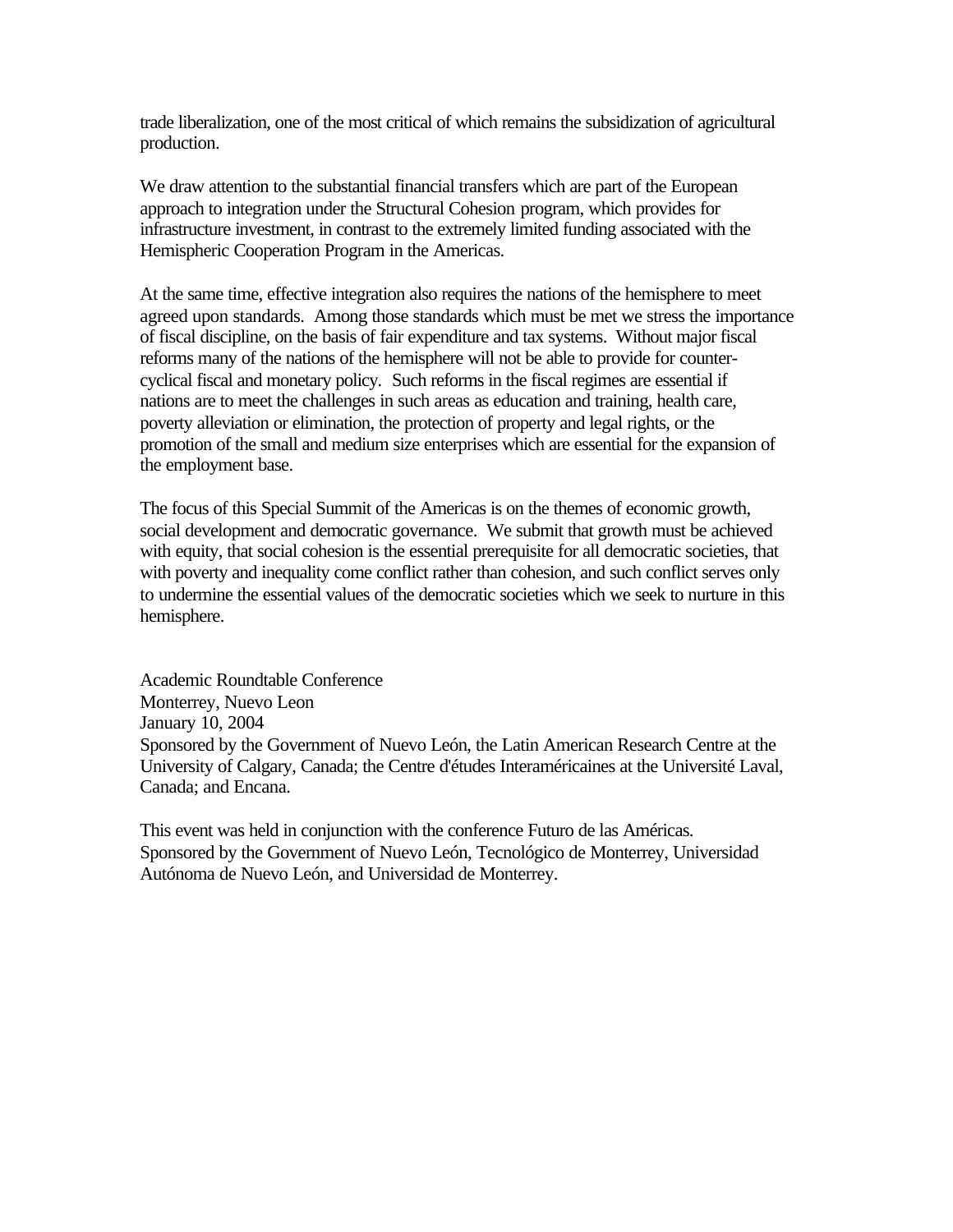trade liberalization, one of the most critical of which remains the subsidization of agricultural production.

We draw attention to the substantial financial transfers which are part of the European approach to integration under the Structural Cohesion program, which provides for infrastructure investment, in contrast to the extremely limited funding associated with the Hemispheric Cooperation Program in the Americas.

At the same time, effective integration also requires the nations of the hemisphere to meet agreed upon standards. Among those standards which must be met we stress the importance of fiscal discipline, on the basis of fair expenditure and tax systems. Without major fiscal reforms many of the nations of the hemisphere will not be able to provide for counter-cyclical fiscal and monetary policy. Such reforms in the fiscal regimes are essential if nations are to meet the challenges in such areas as education and training, health care, poverty alleviation or elimination, the protection of property and legal rights, or the promotion of the small and medium size enterprises which are essential for the expansion of the employment base.

The focus of this Special Summit of the Americas is on the themes of economic growth, social development and democratic governance. We submit that growth must be achieved with equity, that social cohesion is the essential prerequisite for all democratic societies, that with poverty and inequality come conflict rather than cohesion, and such conflict serves only to undermine the essential values of the democratic societies which we seek to nurture in this hemisphere.

Academic Roundtable Conference
Monterrey, Nuevo Leon
January 10, 2004
Sponsored by the Government of Nuevo León, the Latin American Research Centre at the University of Calgary, Canada; the Centre d'études Interaméricaines at the Université Laval, Canada; and Encana.

This event was held in conjunction with the conference Futuro de las Américas.
Sponsored by the Government of Nuevo León, Tecnológico de Monterrey, Universidad Autónoma de Nuevo León, and Universidad de Monterrey.